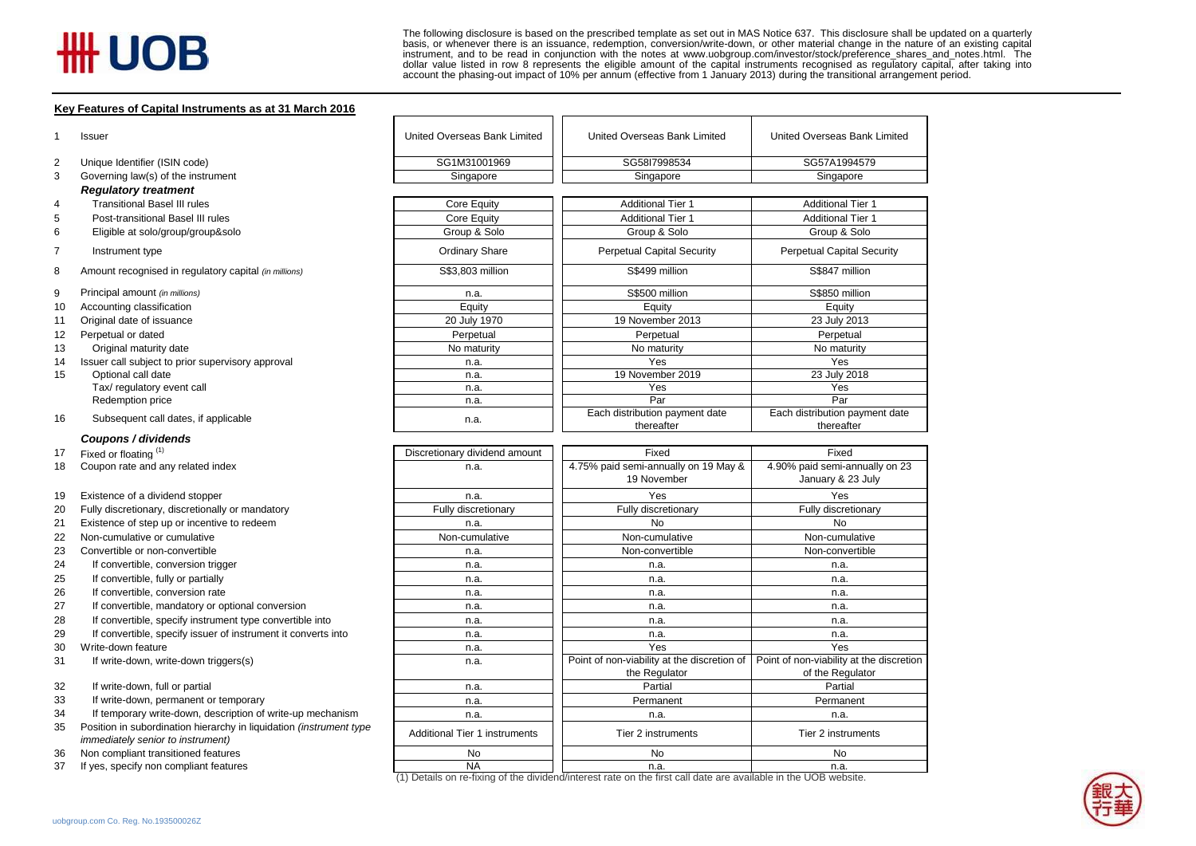The following disclosure is based on the prescribed template as set out in MAS Notice 637. This disclosure shall be updated on a quarterly basis, or whenever there is an issuance, redemption, conversion/write-down, or other material change in the nature of an existing capital instrument, and to be read in conjunction with the notes at www.uobgroup.com/investor/stock/preference_shares_and_notes.html. The dollar value listed in row 8 represents the eligible amount of the capital instruments recognised as regulatory capital, after taking into account the phasing-out impact of 10% per annum (effective from 1 January 2013) during the transitional arrangement period.

## Key Features of Capital Instruments as at 31 March 2016

| No. | Item | | | |
|---|---|---|---|---|
| 1 | Issuer | United Overseas Bank Limited | United Overseas Bank Limited | United Overseas Bank Limited |
| 2 | Unique Identifier (ISIN code) | SG1M31001969 | SG58I7998534 | SG57A1994579 |
| 3 | Governing law(s) of the instrument | Singapore | Singapore | Singapore |
| | ***Regulatory treatment*** | | | |
| 4 | Transitional Basel III rules | Core Equity | Additional Tier 1 | Additional Tier 1 |
| 5 | Post-transitional Basel III rules | Core Equity | Additional Tier 1 | Additional Tier 1 |
| 6 | Eligible at solo/group/group&solo | Group & Solo | Group & Solo | Group & Solo |
| 7 | Instrument type | Ordinary Share | Perpetual Capital Security | Perpetual Capital Security |
| 8 | Amount recognised in regulatory capital *(in millions)* | S$3,803 million | S$499 million | S$847 million |
| 9 | Principal amount *(in millions)* | n.a. | S$500 million | S$850 million |
| 10 | Accounting classification | Equity | Equity | Equity |
| 11 | Original date of issuance | 20 July 1970 | 19 November 2013 | 23 July 2013 |
| 12 | Perpetual or dated | Perpetual | Perpetual | Perpetual |
| 13 | Original maturity date | No maturity | No maturity | No maturity |
| 14 | Issuer call subject to prior supervisory approval | n.a. | Yes | Yes |
| 15 | Optional call date | n.a. | 19 November 2019 | 23 July 2018 |
| | Tax/ regulatory event call | n.a. | Yes | Yes |
| | Redemption price | n.a. | Par | Par |
| 16 | Subsequent call dates, if applicable | n.a. | Each distribution payment date thereafter | Each distribution payment date thereafter |
| | ***Coupons / dividends*** | | | |
| 17 | Fixed or floating [(1)] | Discretionary dividend amount | Fixed | Fixed |
| 18 | Coupon rate and any related index | n.a. | 4.75% paid semi-annually on 19 May & 19 November | 4.90% paid semi-annually on 23 January & 23 July |
| 19 | Existence of a dividend stopper | n.a. | Yes | Yes |
| 20 | Fully discretionary, discretionally or mandatory | Fully discretionary | Fully discretionary | Fully discretionary |
| 21 | Existence of step up or incentive to redeem | n.a. | No | No |
| 22 | Non-cumulative or cumulative | Non-cumulative | Non-cumulative | Non-cumulative |
| 23 | Convertible or non-convertible | n.a. | Non-convertible | Non-convertible |
| 24 | If convertible, conversion trigger | n.a. | n.a. | n.a. |
| 25 | If convertible, fully or partially | n.a. | n.a. | n.a. |
| 26 | If convertible, conversion rate | n.a. | n.a. | n.a. |
| 27 | If convertible, mandatory or optional conversion | n.a. | n.a. | n.a. |
| 28 | If convertible, specify instrument type convertible into | n.a. | n.a. | n.a. |
| 29 | If convertible, specify issuer of instrument it converts into | n.a. | n.a. | n.a. |
| 30 | Write-down feature | n.a. | Yes | Yes |
| 31 | If write-down, write-down triggers(s) | n.a. | Point of non-viability at the discretion of the Regulator | Point of non-viability at the discretion of the Regulator |
| 32 | If write-down, full or partial | n.a. | Partial | Partial |
| 33 | If write-down, permanent or temporary | n.a. | Permanent | Permanent |
| 34 | If temporary write-down, description of write-up mechanism | n.a. | n.a. | n.a. |
| 35 | Position in subordination hierarchy in liquidation *(instrument type immediately senior to instrument)* | Additional Tier 1 instruments | Tier 2 instruments | Tier 2 instruments |
| 36 | Non compliant transitioned features | No | No | No |
| 37 | If yes, specify non compliant features | NA | n.a. | n.a. |

(1) Details on re-fixing of the dividend/interest rate on the first call date are available in the UOB website.

uobgroup.com Co. Reg. No.193500026Z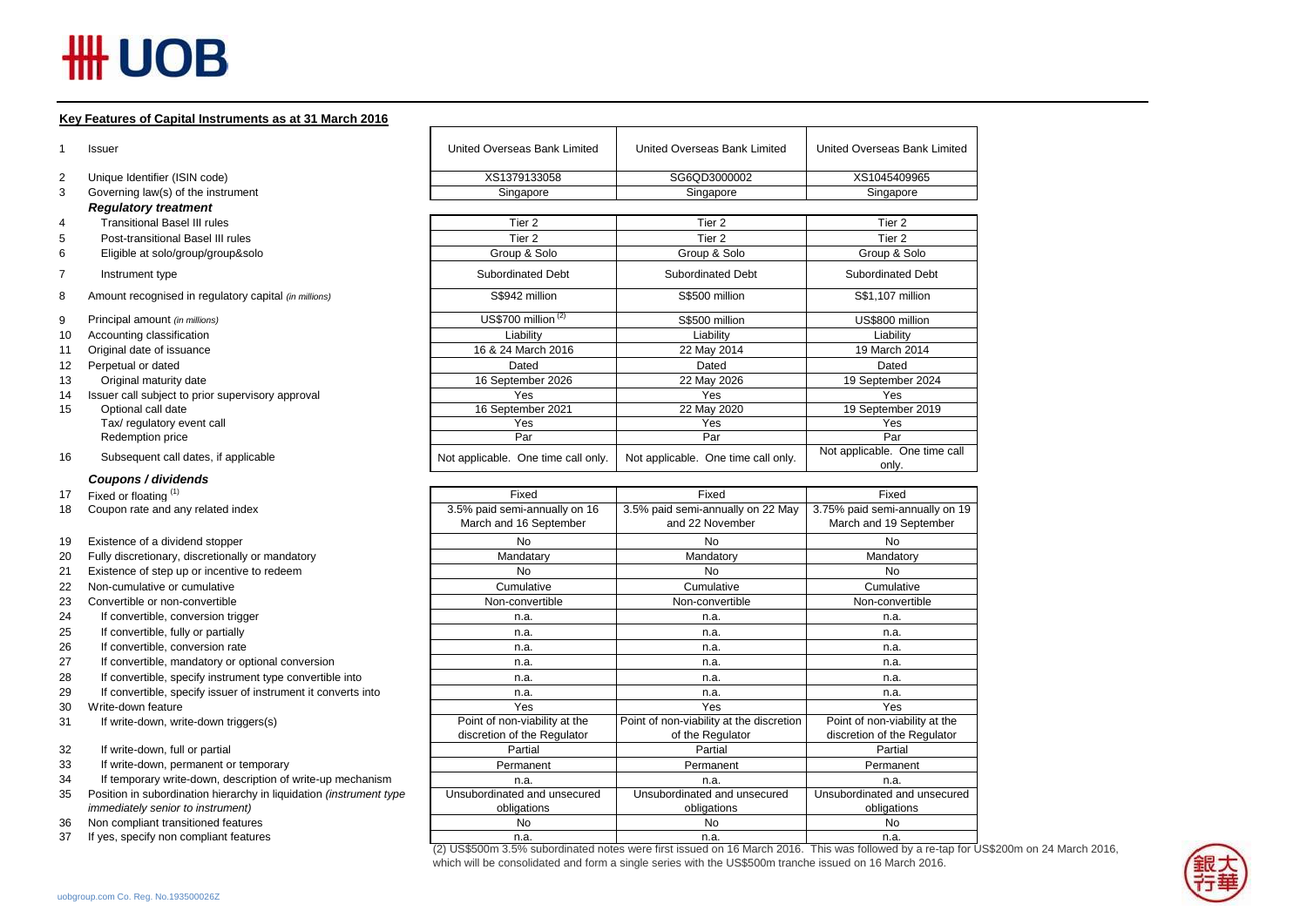## Key Features of Capital Instruments as at 31 March 2016

| | | | | |
|---|---|---|---|---|
| 1 | Issuer | United Overseas Bank Limited | United Overseas Bank Limited | United Overseas Bank Limited |
| 2 | Unique Identifier (ISIN code) | XS1379133058 | SG6QD3000002 | XS1045409965 |
| 3 | Governing law(s) of the instrument | Singapore | Singapore | Singapore |
| | ***Regulatory treatment*** | | | |
| 4 | Transitional Basel III rules | Tier 2 | Tier 2 | Tier 2 |
| 5 | Post-transitional Basel III rules | Tier 2 | Tier 2 | Tier 2 |
| 6 | Eligible at solo/group/group&solo | Group & Solo | Group & Solo | Group & Solo |
| 7 | Instrument type | Subordinated Debt | Subordinated Debt | Subordinated Debt |
| 8 | Amount recognised in regulatory capital *(in millions)* | S$942 million | S$500 million | S$1,107 million |
| 9 | Principal amount *(in millions)* | US$700 million [(2)] | S$500 million | US$800 million |
| 10 | Accounting classification | Liability | Liability | Liability |
| 11 | Original date of issuance | 16 & 24 March 2016 | 22 May 2014 | 19 March 2014 |
| 12 | Perpetual or dated | Dated | Dated | Dated |
| 13 | Original maturity date | 16 September 2026 | 22 May 2026 | 19 September 2024 |
| 14 | Issuer call subject to prior supervisory approval | Yes | Yes | Yes |
| 15 | Optional call date | 16 September 2021 | 22 May 2020 | 19 September 2019 |
| | Tax/ regulatory event call | Yes | Yes | Yes |
| | Redemption price | Par | Par | Par |
| 16 | Subsequent call dates, if applicable | Not applicable. One time call only. | Not applicable. One time call only. | Not applicable. One time call only. |
| | ***Coupons / dividends*** | | | |
| 17 | Fixed or floating [(1)] | Fixed | Fixed | Fixed |
| 18 | Coupon rate and any related index | 3.5% paid semi-annually on 16 March and 16 September | 3.5% paid semi-annually on 22 May and 22 November | 3.75% paid semi-annually on 19 March and 19 September |
| 19 | Existence of a dividend stopper | No | No | No |
| 20 | Fully discretionary, discretionally or mandatory | Mandatary | Mandatory | Mandatory |
| 21 | Existence of step up or incentive to redeem | No | No | No |
| 22 | Non-cumulative or cumulative | Cumulative | Cumulative | Cumulative |
| 23 | Convertible or non-convertible | Non-convertible | Non-convertible | Non-convertible |
| 24 | If convertible, conversion trigger | n.a. | n.a. | n.a. |
| 25 | If convertible, fully or partially | n.a. | n.a. | n.a. |
| 26 | If convertible, conversion rate | n.a. | n.a. | n.a. |
| 27 | If convertible, mandatory or optional conversion | n.a. | n.a. | n.a. |
| 28 | If convertible, specify instrument type convertible into | n.a. | n.a. | n.a. |
| 29 | If convertible, specify issuer of instrument it converts into | n.a. | n.a. | n.a. |
| 30 | Write-down feature | Yes | Yes | Yes |
| 31 | If write-down, write-down triggers(s) | Point of non-viability at the discretion of the Regulator | Point of non-viability at the discretion of the Regulator | Point of non-viability at the discretion of the Regulator |
| 32 | If write-down, full or partial | Partial | Partial | Partial |
| 33 | If write-down, permanent or temporary | Permanent | Permanent | Permanent |
| 34 | If temporary write-down, description of write-up mechanism | n.a. | n.a. | n.a. |
| 35 | Position in subordination hierarchy in liquidation *(instrument type immediately senior to instrument)* | Unsubordinated and unsecured obligations | Unsubordinated and unsecured obligations | Unsubordinated and unsecured obligations |
| 36 | Non compliant transitioned features | No | No | No |
| 37 | If yes, specify non compliant features | n.a. | n.a. | n.a. |

(2) US$500m 3.5% subordinated notes were first issued on 16 March 2016. This was followed by a re-tap for US$200m on 24 March 2016, which will be consolidated and form a single series with the US$500m tranche issued on 16 March 2016.

uobgroup.com Co. Reg. No.193500026Z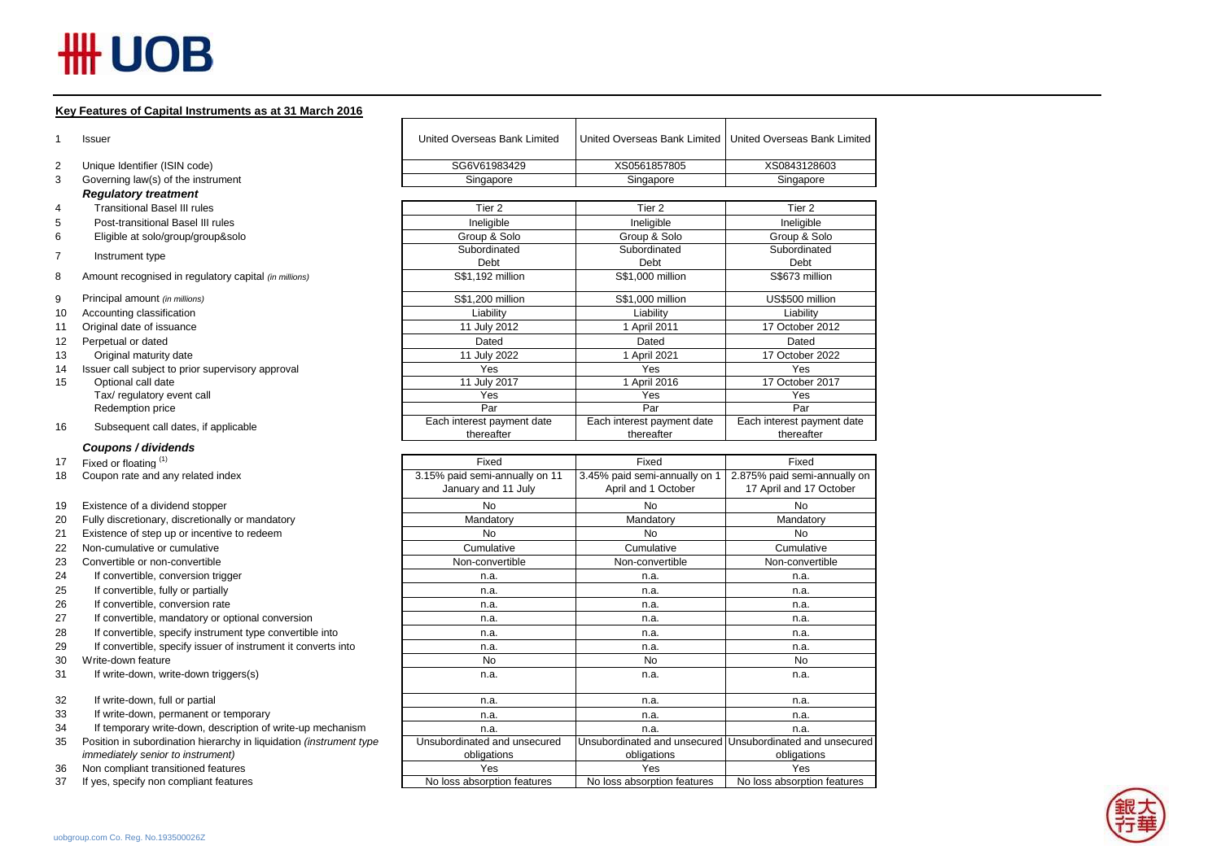**Key Features of Capital Instruments as at 31 March 2016**

| | | | | |
|---|---|---|---|---|
| 1 | Issuer | United Overseas Bank Limited | United Overseas Bank Limited | United Overseas Bank Limited |
| 2 | Unique Identifier (ISIN code) | SG6V61983429 | XS0561857805 | XS0843128603 |
| 3 | Governing law(s) of the instrument | Singapore | Singapore | Singapore |
| | ***Regulatory treatment*** | | | |
| 4 | Transitional Basel III rules | Tier 2 | Tier 2 | Tier 2 |
| 5 | Post-transitional Basel III rules | Ineligible | Ineligible | Ineligible |
| 6 | Eligible at solo/group/group&solo | Group & Solo | Group & Solo | Group & Solo |
| 7 | Instrument type | Subordinated Debt | Subordinated Debt | Subordinated Debt |
| 8 | Amount recognised in regulatory capital *(in millions)* | S$1,192 million | S$1,000 million | S$673 million |
| 9 | Principal amount *(in millions)* | S$1,200 million | S$1,000 million | US$500 million |
| 10 | Accounting classification | Liability | Liability | Liability |
| 11 | Original date of issuance | 11 July 2012 | 1 April 2011 | 17 October 2012 |
| 12 | Perpetual or dated | Dated | Dated | Dated |
| 13 | Original maturity date | 11 July 2022 | 1 April 2021 | 17 October 2022 |
| 14 | Issuer call subject to prior supervisory approval | Yes | Yes | Yes |
| 15 | Optional call date | 11 July 2017 | 1 April 2016 | 17 October 2017 |
| | Tax/ regulatory event call | Yes | Yes | Yes |
| | Redemption price | Par | Par | Par |
| 16 | Subsequent call dates, if applicable | Each interest payment date thereafter | Each interest payment date thereafter | Each interest payment date thereafter |
| | ***Coupons / dividends*** | | | |
| 17 | Fixed or floating [(1)] | Fixed | Fixed | Fixed |
| 18 | Coupon rate and any related index | 3.15% paid semi-annually on 11 January and 11 July | 3.45% paid semi-annually on 1 April and 1 October | 2.875% paid semi-annually on 17 April and 17 October |
| 19 | Existence of a dividend stopper | No | No | No |
| 20 | Fully discretionary, discretionally or mandatory | Mandatory | Mandatory | Mandatory |
| 21 | Existence of step up or incentive to redeem | No | No | No |
| 22 | Non-cumulative or cumulative | Cumulative | Cumulative | Cumulative |
| 23 | Convertible or non-convertible | Non-convertible | Non-convertible | Non-convertible |
| 24 | If convertible, conversion trigger | n.a. | n.a. | n.a. |
| 25 | If convertible, fully or partially | n.a. | n.a. | n.a. |
| 26 | If convertible, conversion rate | n.a. | n.a. | n.a. |
| 27 | If convertible, mandatory or optional conversion | n.a. | n.a. | n.a. |
| 28 | If convertible, specify instrument type convertible into | n.a. | n.a. | n.a. |
| 29 | If convertible, specify issuer of instrument it converts into | n.a. | n.a. | n.a. |
| 30 | Write-down feature | No | No | No |
| 31 | If write-down, write-down triggers(s) | n.a. | n.a. | n.a. |
| 32 | If write-down, full or partial | n.a. | n.a. | n.a. |
| 33 | If write-down, permanent or temporary | n.a. | n.a. | n.a. |
| 34 | If temporary write-down, description of write-up mechanism | n.a. | n.a. | n.a. |
| 35 | Position in subordination hierarchy in liquidation *(instrument type immediately senior to instrument)* | Unsubordinated and unsecured obligations | Unsubordinated and unsecured obligations | Unsubordinated and unsecured obligations |
| 36 | Non compliant transitioned features | Yes | Yes | Yes |
| 37 | If yes, specify non compliant features | No loss absorption features | No loss absorption features | No loss absorption features |

uobgroup.com Co. Reg. No.193500026Z